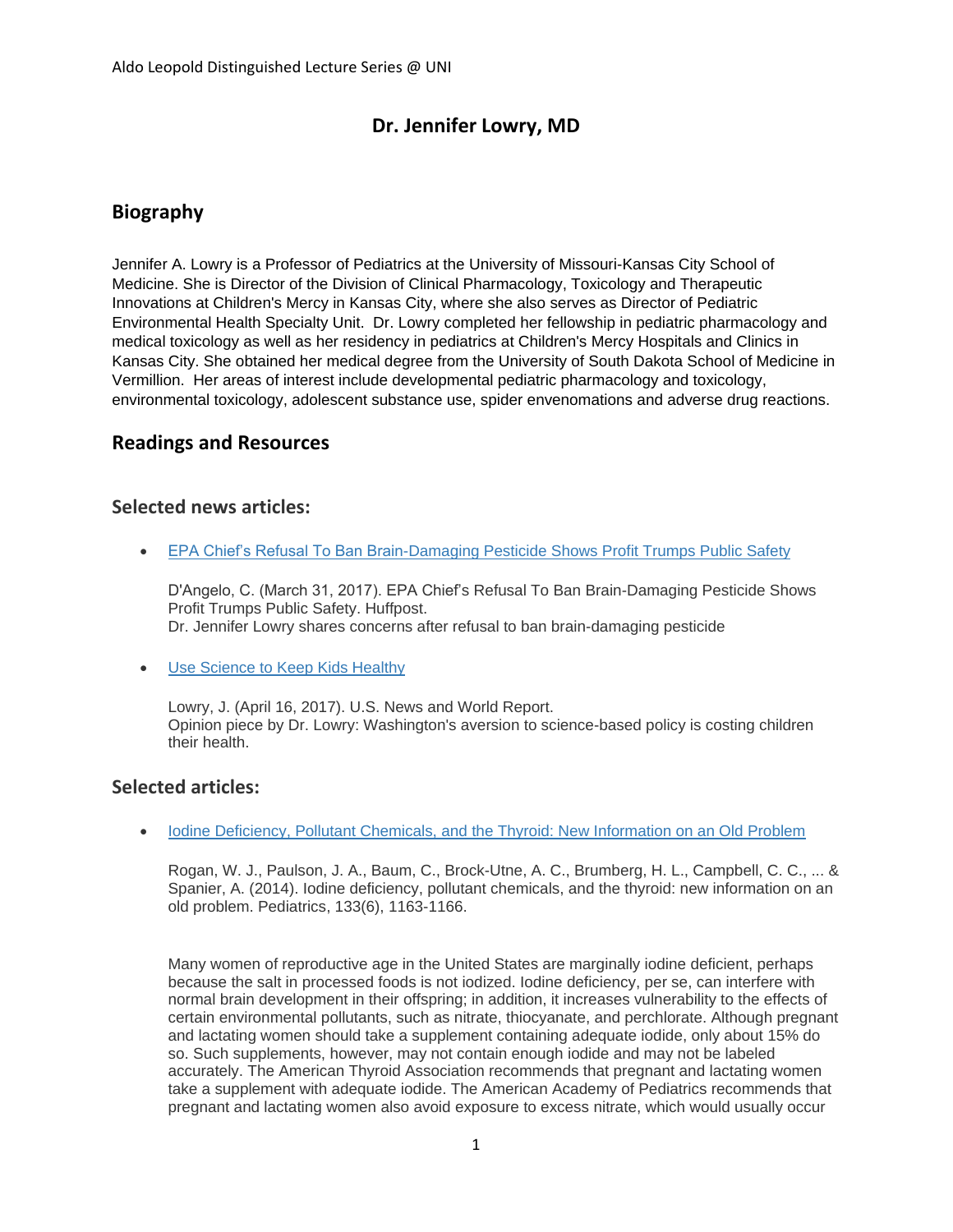Aldo Leopold Distinguished Lecture Series @ UNI

# Dr. Jennifer Lowry, MD

## Biography

Jennifer A. Lowry is a Professor of Pediatrics at the University of Missouri-Kansas City School of Medicine. She is Director of the Division of Clinical Pharmacology, Toxicology and Therapeutic Innovations at Children's Mercy in Kansas City, where she also serves as Director of Pediatric Environmental Health Specialty Unit. Dr. Lowry completed her fellowship in pediatric pharmacology and medical toxicology as well as her residency in pediatrics at Children's Mercy Hospitals and Clinics in Kansas City. She obtained her medical degree from the University of South Dakota School of Medicine in Vermillion. Her areas of interest include developmental pediatric pharmacology and toxicology, environmental toxicology, adolescent substance use, spider envenomations and adverse drug reactions.

## Readings and Resources

### Selected news articles:

- EPA Chief's Refusal To Ban Brain-Damaging Pesticide Shows Profit Trumps Public Safety

  D'Angelo, C. (March 31, 2017). EPA Chief's Refusal To Ban Brain-Damaging Pesticide Shows Profit Trumps Public Safety. Huffpost.
  Dr. Jennifer Lowry shares concerns after refusal to ban brain-damaging pesticide

- Use Science to Keep Kids Healthy

  Lowry, J. (April 16, 2017). U.S. News and World Report.
  Opinion piece by Dr. Lowry: Washington's aversion to science-based policy is costing children their health.

### Selected articles:

- Iodine Deficiency, Pollutant Chemicals, and the Thyroid: New Information on an Old Problem

  Rogan, W. J., Paulson, J. A., Baum, C., Brock-Utne, A. C., Brumberg, H. L., Campbell, C. C., ... & Spanier, A. (2014). Iodine deficiency, pollutant chemicals, and the thyroid: new information on an old problem. Pediatrics, 133(6), 1163-1166.

  Many women of reproductive age in the United States are marginally iodine deficient, perhaps because the salt in processed foods is not iodized. Iodine deficiency, per se, can interfere with normal brain development in their offspring; in addition, it increases vulnerability to the effects of certain environmental pollutants, such as nitrate, thiocyanate, and perchlorate. Although pregnant and lactating women should take a supplement containing adequate iodide, only about 15% do so. Such supplements, however, may not contain enough iodide and may not be labeled accurately. The American Thyroid Association recommends that pregnant and lactating women take a supplement with adequate iodide. The American Academy of Pediatrics recommends that pregnant and lactating women also avoid exposure to excess nitrate, which would usually occur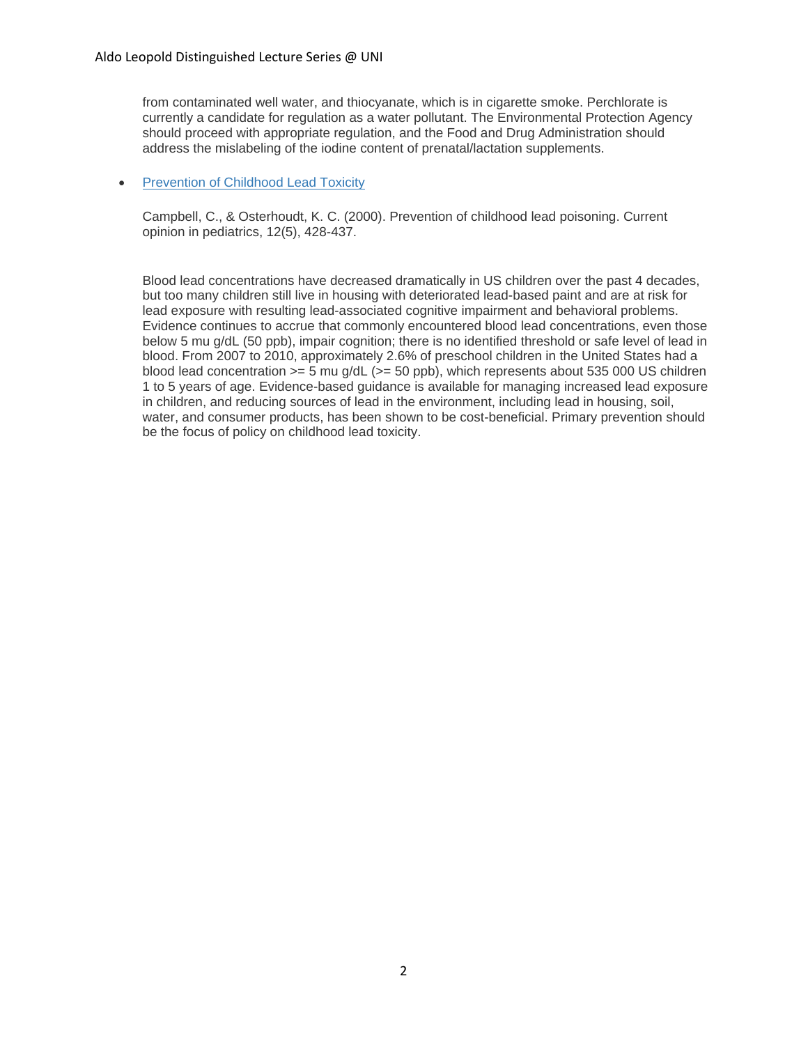from contaminated well water, and thiocyanate, which is in cigarette smoke. Perchlorate is currently a candidate for regulation as a water pollutant. The Environmental Protection Agency should proceed with appropriate regulation, and the Food and Drug Administration should address the mislabeling of the iodine content of prenatal/lactation supplements.

- [Prevention of Childhood Lead Toxicity]

  Campbell, C., & Osterhoudt, K. C. (2000). Prevention of childhood lead poisoning. Current opinion in pediatrics, 12(5), 428-437.

  Blood lead concentrations have decreased dramatically in US children over the past 4 decades, but too many children still live in housing with deteriorated lead-based paint and are at risk for lead exposure with resulting lead-associated cognitive impairment and behavioral problems. Evidence continues to accrue that commonly encountered blood lead concentrations, even those below 5 mu g/dL (50 ppb), impair cognition; there is no identified threshold or safe level of lead in blood. From 2007 to 2010, approximately 2.6% of preschool children in the United States had a blood lead concentration >= 5 mu g/dL (>= 50 ppb), which represents about 535 000 US children 1 to 5 years of age. Evidence-based guidance is available for managing increased lead exposure in children, and reducing sources of lead in the environment, including lead in housing, soil, water, and consumer products, has been shown to be cost-beneficial. Primary prevention should be the focus of policy on childhood lead toxicity.